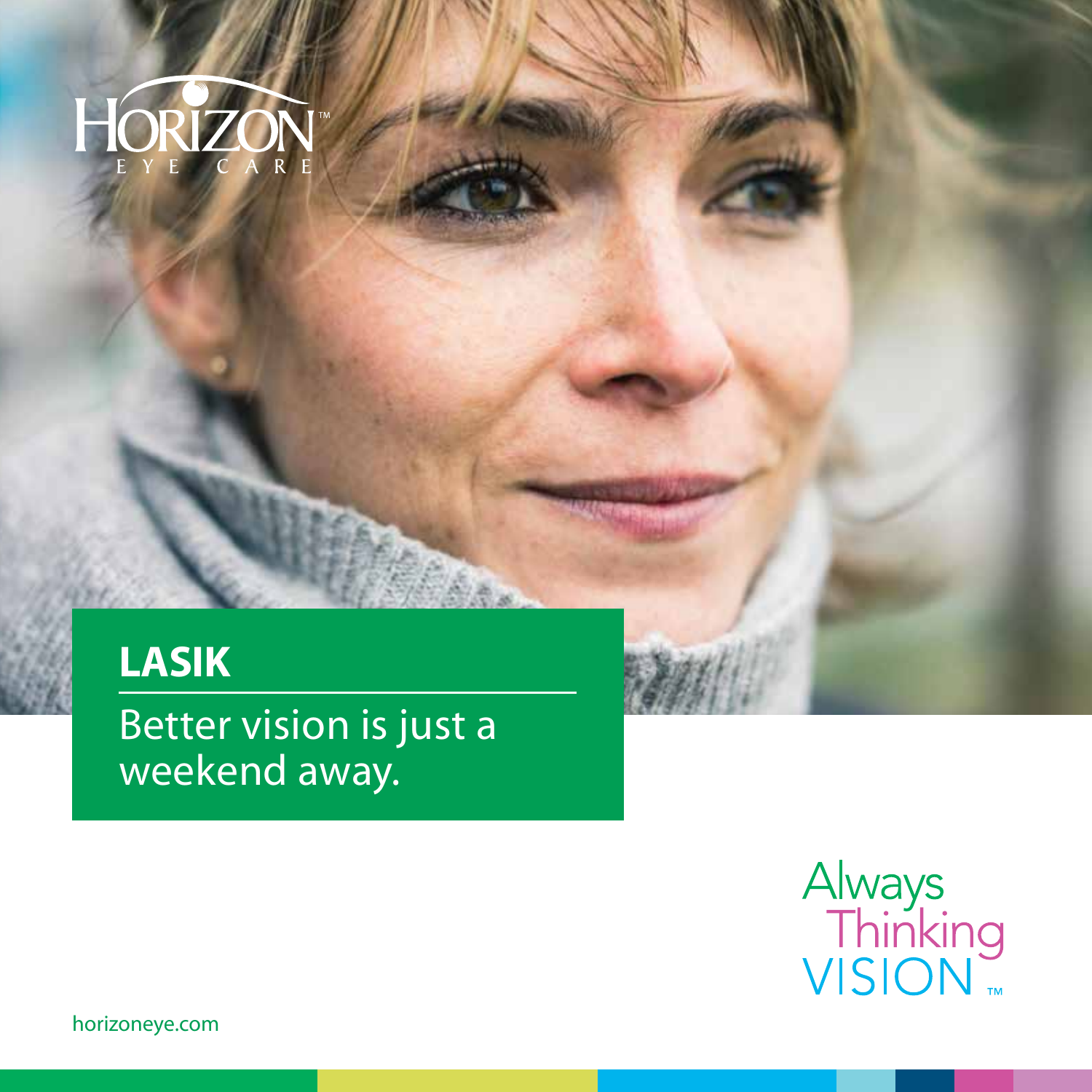HORIZON™
EYE CARE

# LASIK

Better vision is just a weekend away.

Always Thinking VISION™

horizoneye.com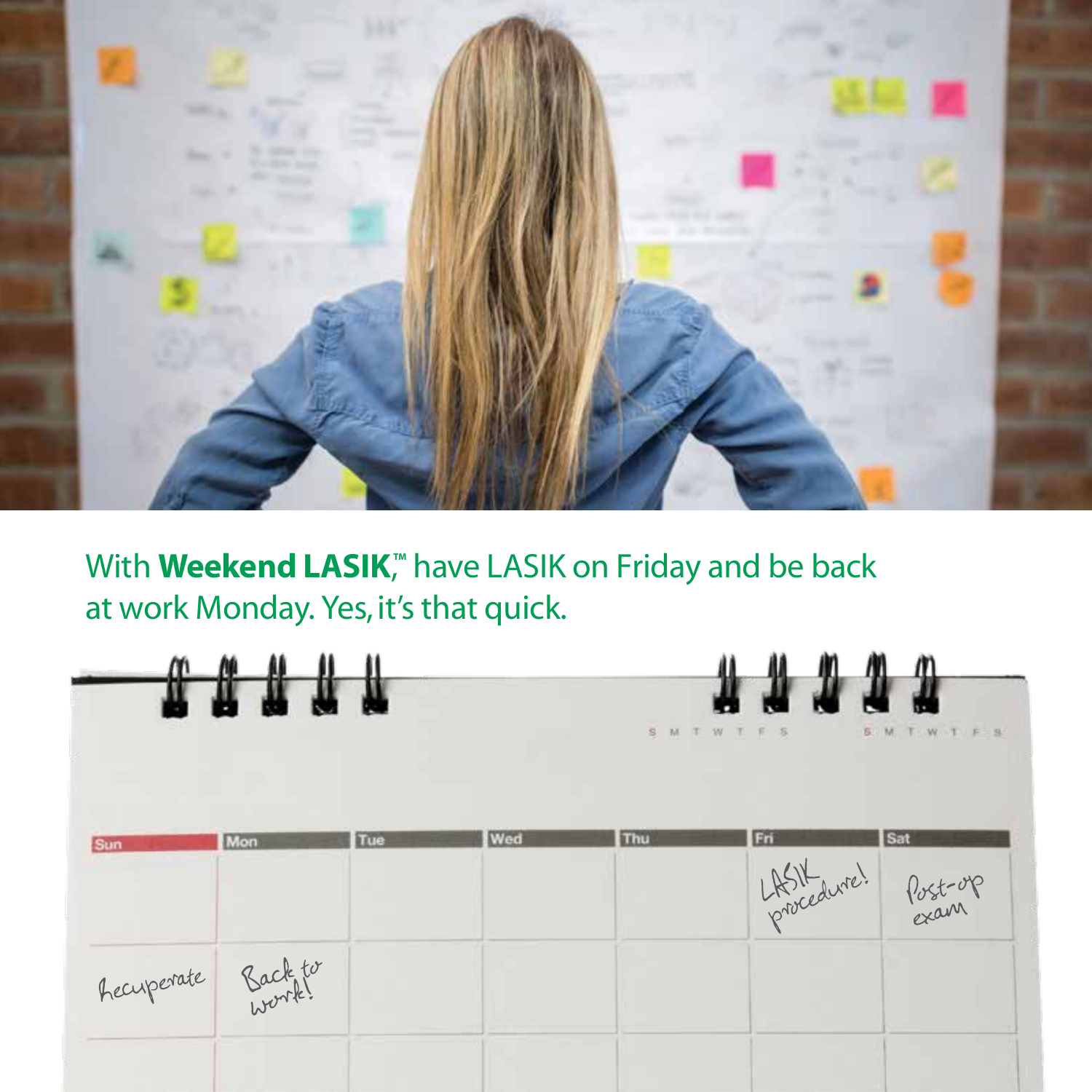With **Weekend LASIK**,™ have LASIK on Friday and be back at work Monday. Yes, it's that quick.

| Sun | Mon | Tue | Wed | Thu | Fri | Sat |
|---|---|---|---|---|---|---|
| | | | | | LASIK procedure! | Post-op exam |
| Recuperate | Back to work! | | | | | |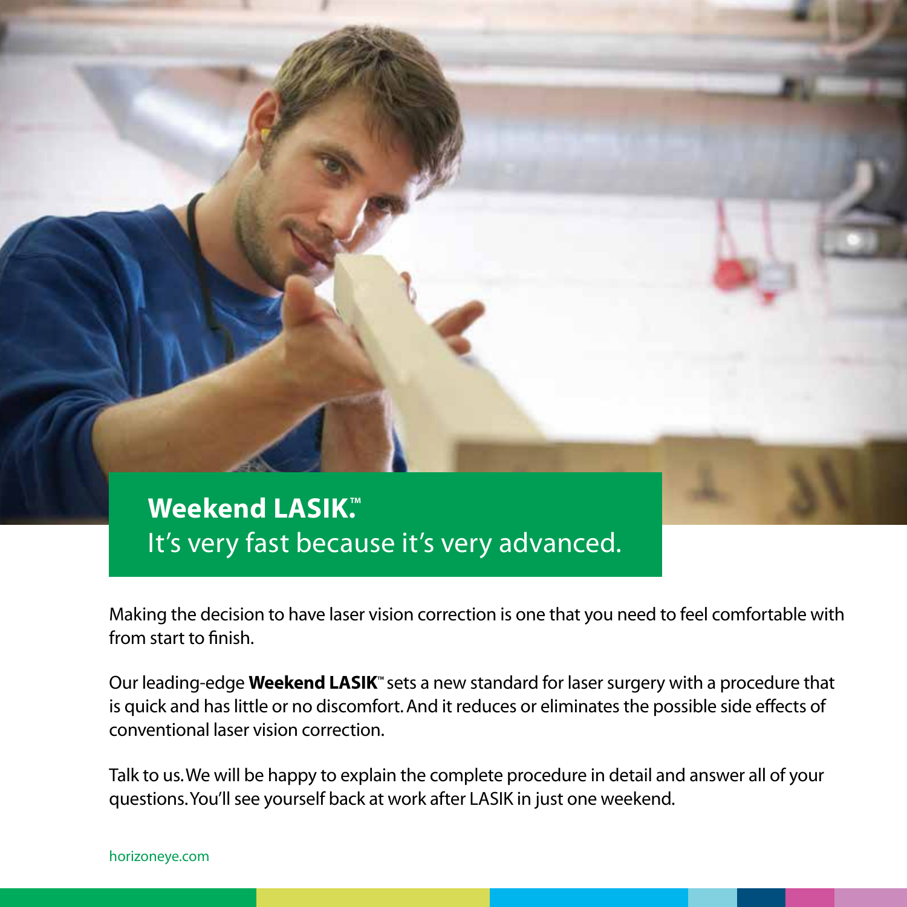## **Weekend LASIK.™**
## It's very fast because it's very advanced.

Making the decision to have laser vision correction is one that you need to feel comfortable with from start to finish.

Our leading-edge **Weekend LASIK™** sets a new standard for laser surgery with a procedure that is quick and has little or no discomfort. And it reduces or eliminates the possible side effects of conventional laser vision correction.

Talk to us. We will be happy to explain the complete procedure in detail and answer all of your questions. You'll see yourself back at work after LASIK in just one weekend.

horizoneye.com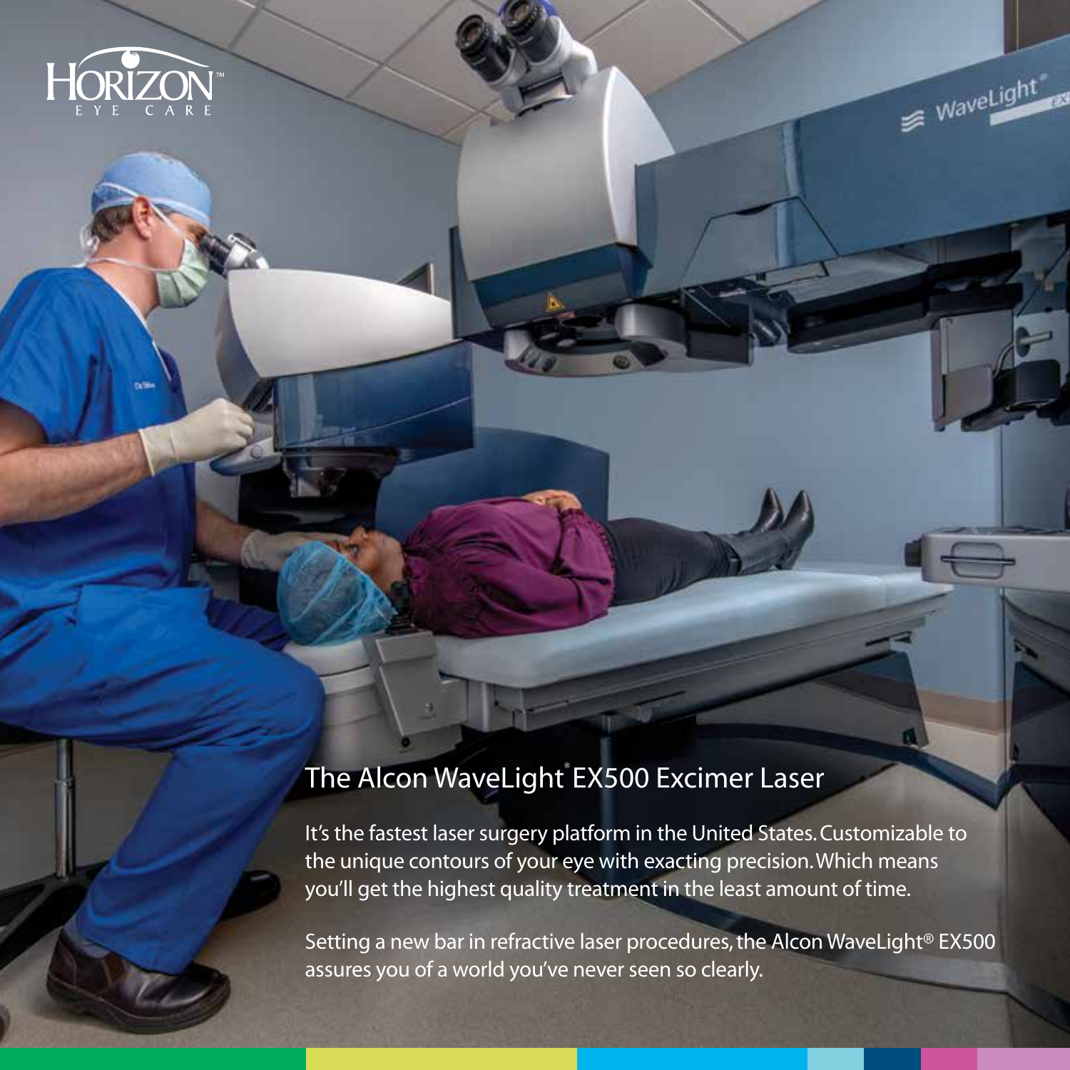## The Alcon WaveLight® EX500 Excimer Laser

It's the fastest laser surgery platform in the United States. Customizable to the unique contours of your eye with exacting precision. Which means you'll get the highest quality treatment in the least amount of time.

Setting a new bar in refractive laser procedures, the Alcon WaveLight® EX500 assures you of a world you've never seen so clearly.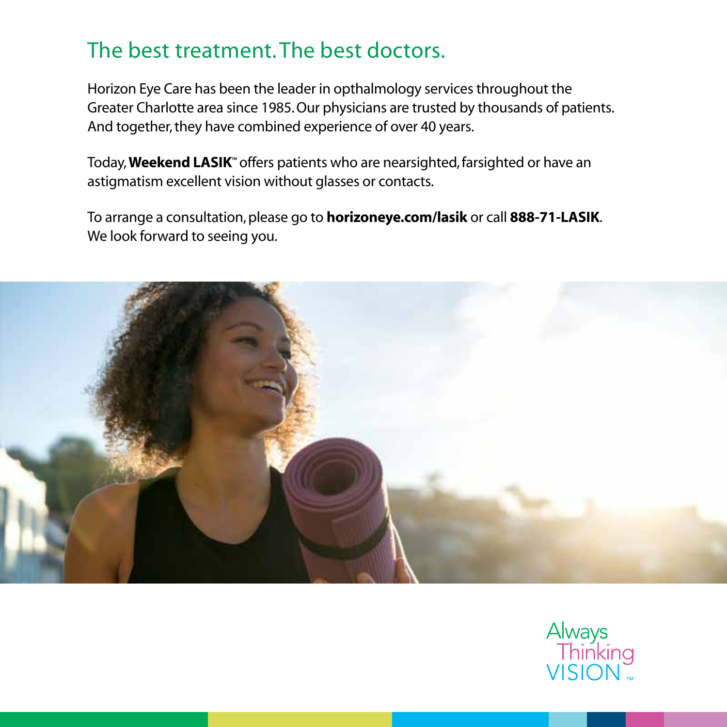## The best treatment. The best doctors.

Horizon Eye Care has been the leader in opthalmology services throughout the Greater Charlotte area since 1985. Our physicians are trusted by thousands of patients. And together, they have combined experience of over 40 years.

Today, **Weekend LASIK™** offers patients who are nearsighted, farsighted or have an astigmatism excellent vision without glasses or contacts.

To arrange a consultation, please go to **horizoneye.com/lasik** or call **888-71-LASIK**. We look forward to seeing you.

Always Thinking VISION™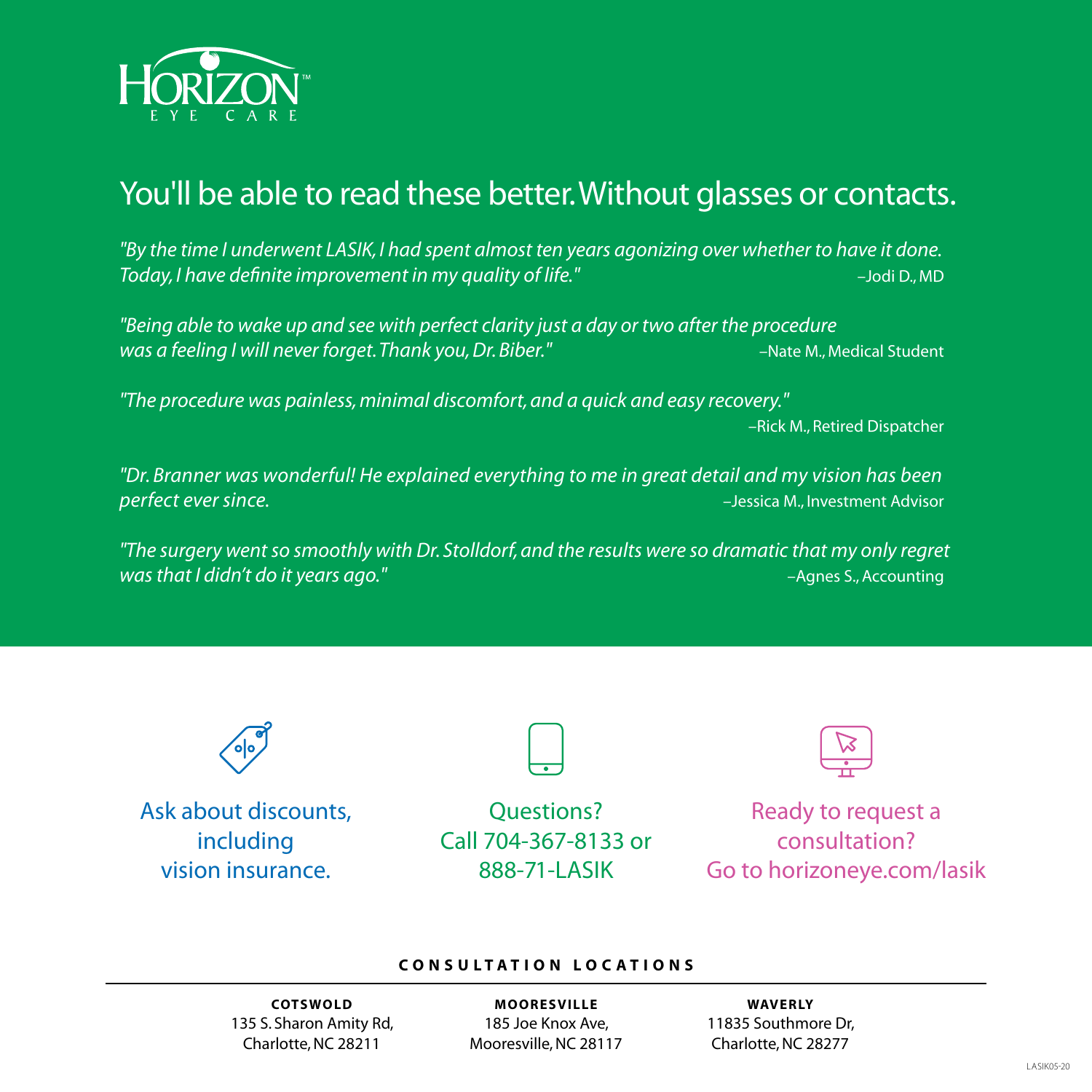HORIZON™ EYE CARE

## You'll be able to read these better. Without glasses or contacts.

*"By the time I underwent LASIK, I had spent almost ten years agonizing over whether to have it done. Today, I have definite improvement in my quality of life."* –Jodi D., MD

*"Being able to wake up and see with perfect clarity just a day or two after the procedure was a feeling I will never forget. Thank you, Dr. Biber."* –Nate M., Medical Student

*"The procedure was painless, minimal discomfort, and a quick and easy recovery."* –Rick M., Retired Dispatcher

*"Dr. Branner was wonderful! He explained everything to me in great detail and my vision has been perfect ever since.* –Jessica M., Investment Advisor

*"The surgery went so smoothly with Dr. Stolldorf, and the results were so dramatic that my only regret was that I didn't do it years ago."* –Agnes S., Accounting

Ask about discounts, including vision insurance.

Questions? Call 704-367-8133 or 888-71-LASIK

Ready to request a consultation? Go to horizoneye.com/lasik

**CONSULTATION LOCATIONS**

**COTSWOLD**
135 S. Sharon Amity Rd,
Charlotte, NC 28211

**MOORESVILLE**
185 Joe Knox Ave,
Mooresville, NC 28117

**WAVERLY**
11835 Southmore Dr,
Charlotte, NC 28277

LASIK05-20